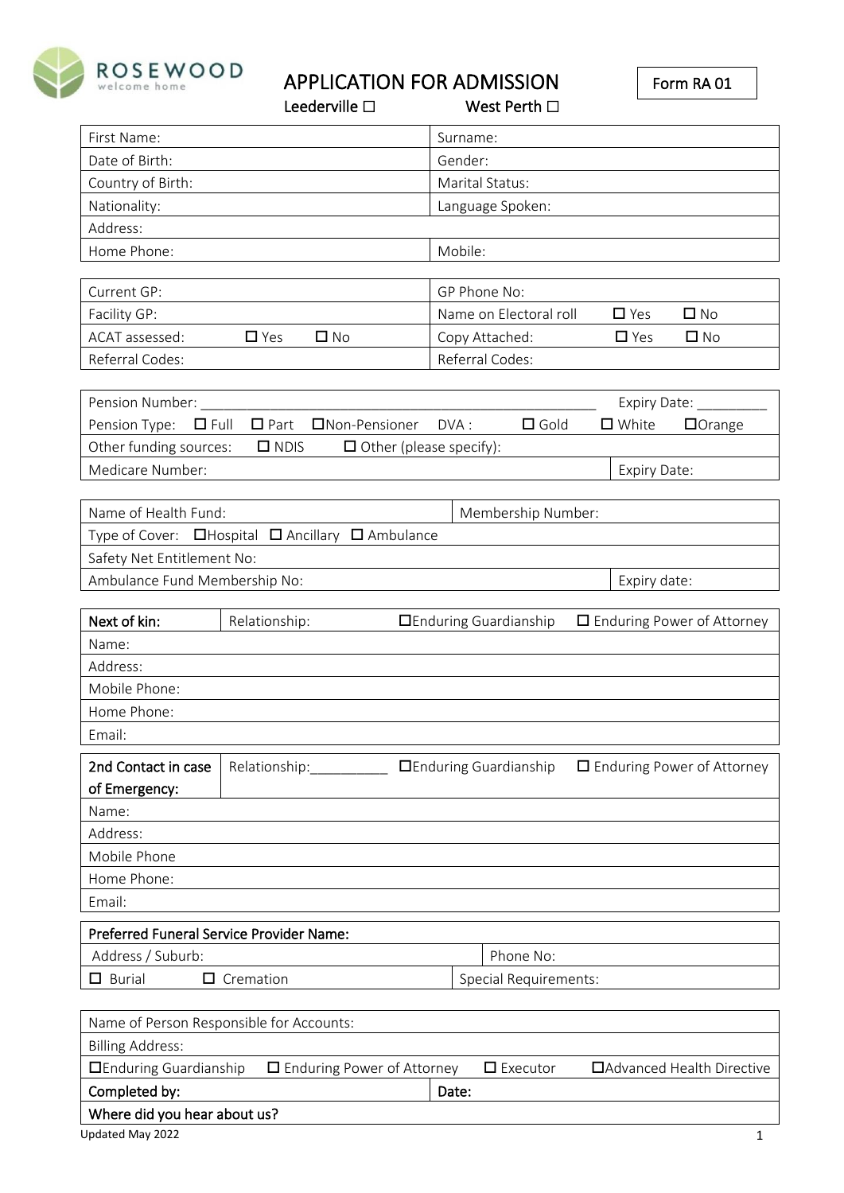ROSEWOOD
welcome home

# APPLICATION FOR ADMISSION

Leederville ☐ West Perth ☐

Form RA 01

| First Name: | Surname: |
|---|---|
| Date of Birth: | Gender: |
| Country of Birth: | Marital Status: |
| Nationality: | Language Spoken: |
| Address: | |
| Home Phone: | Mobile: |

| Current GP: | GP Phone No: |
|---|---|
| Facility GP: | Name on Electoral roll ☐ Yes ☐ No |
| ACAT assessed: ☐ Yes ☐ No | Copy Attached: ☐ Yes ☐ No |
| Referral Codes: | Referral Codes: |

| Pension Number: ______________________________ | Expiry Date: _________ |
|---|---|
| Pension Type: ☐ Full ☐ Part ☐Non-Pensioner DVA : ☐ Gold ☐ White ☐Orange | |
| Other funding sources: ☐ NDIS ☐ Other (please specify): | |
| Medicare Number: | Expiry Date: |

| Name of Health Fund: | Membership Number: |
|---|---|
| Type of Cover: ☐Hospital ☐ Ancillary ☐ Ambulance | |
| Safety Net Entitlement No: | |
| Ambulance Fund Membership No: | Expiry date: |

| **Next of kin:** | Relationship: ☐Enduring Guardianship ☐ Enduring Power of Attorney |
|---|---|
| Name: | |
| Address: | |
| Mobile Phone: | |
| Home Phone: | |
| Email: | |

| **2nd Contact in case of Emergency:** | Relationship:__________ ☐Enduring Guardianship ☐ Enduring Power of Attorney |
|---|---|
| Name: | |
| Address: | |
| Mobile Phone | |
| Home Phone: | |
| Email: | |

| **Preferred Funeral Service Provider Name:** | |
|---|---|
| Address / Suburb: | Phone No: |
| ☐ Burial ☐ Cremation | Special Requirements: |

| Name of Person Responsible for Accounts: | |
|---|---|
| Billing Address: | |
| ☐Enduring Guardianship ☐ Enduring Power of Attorney ☐ Executor ☐Advanced Health Directive | |
| **Completed by:** | **Date:** |
| **Where did you hear about us?** | |

Updated May 2022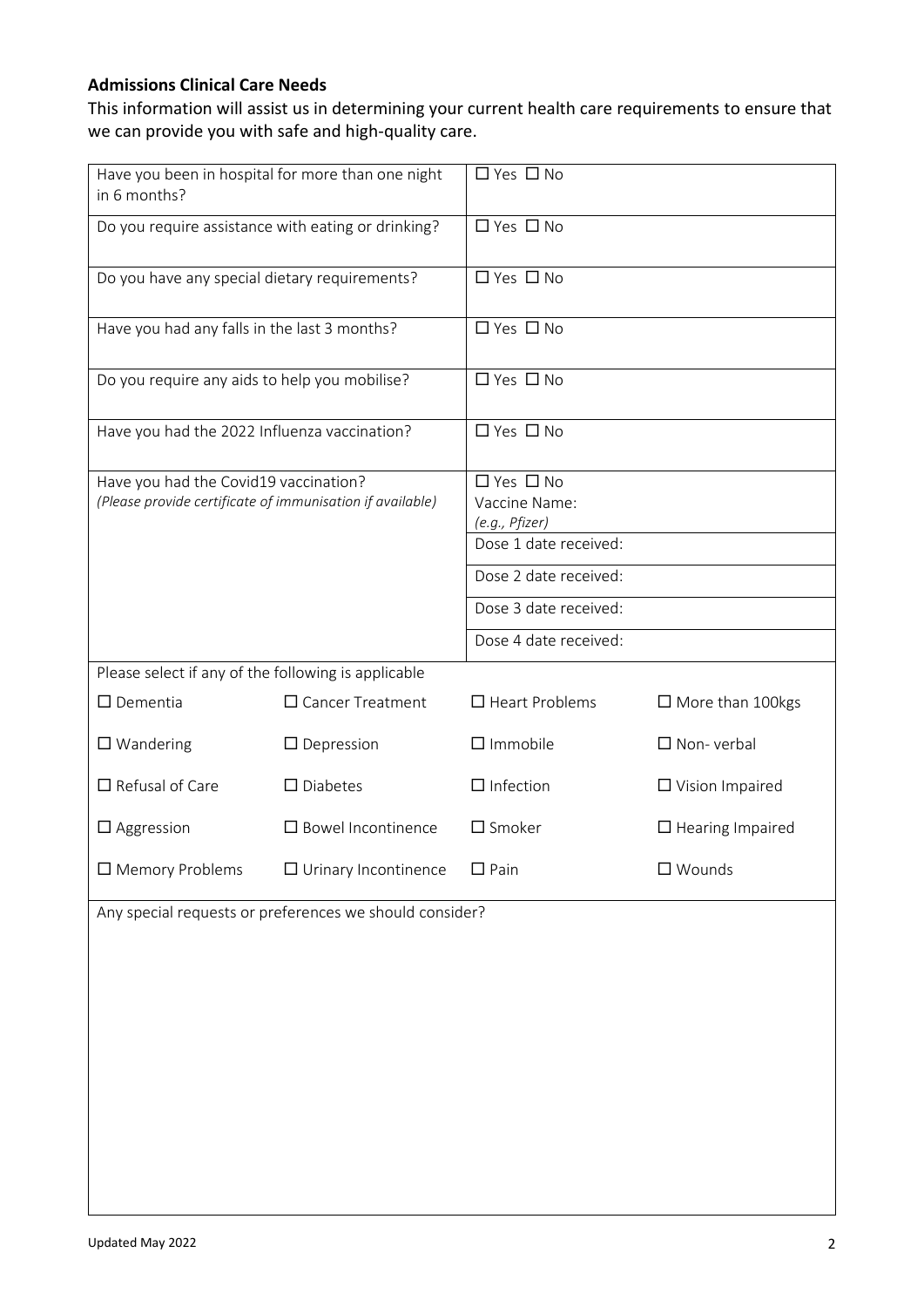**Admissions Clinical Care Needs**

This information will assist us in determining your current health care requirements to ensure that we can provide you with safe and high-quality care.

| Question | Response |
| --- | --- |
| Have you been in hospital for more than one night in 6 months? | ☐ Yes ☐ No |
| Do you require assistance with eating or drinking? | ☐ Yes ☐ No |
| Do you have any special dietary requirements? | ☐ Yes ☐ No |
| Have you had any falls in the last 3 months? | ☐ Yes ☐ No |
| Do you require any aids to help you mobilise? | ☐ Yes ☐ No |
| Have you had the 2022 Influenza vaccination? | ☐ Yes ☐ No |
| Have you had the Covid19 vaccination? *(Please provide certificate of immunisation if available)* | ☐ Yes ☐ No<br>Vaccine Name:<br>*(e.g., Pfizer)* |
| | Dose 1 date received: |
| | Dose 2 date received: |
| | Dose 3 date received: |
| | Dose 4 date received: |

Please select if any of the following is applicable

| | | | |
| --- | --- | --- | --- |
| ☐ Dementia | ☐ Cancer Treatment | ☐ Heart Problems | ☐ More than 100kgs |
| ☐ Wandering | ☐ Depression | ☐ Immobile | ☐ Non- verbal |
| ☐ Refusal of Care | ☐ Diabetes | ☐ Infection | ☐ Vision Impaired |
| ☐ Aggression | ☐ Bowel Incontinence | ☐ Smoker | ☐ Hearing Impaired |
| ☐ Memory Problems | ☐ Urinary Incontinence | ☐ Pain | ☐ Wounds |

Any special requests or preferences we should consider?

Updated May 2022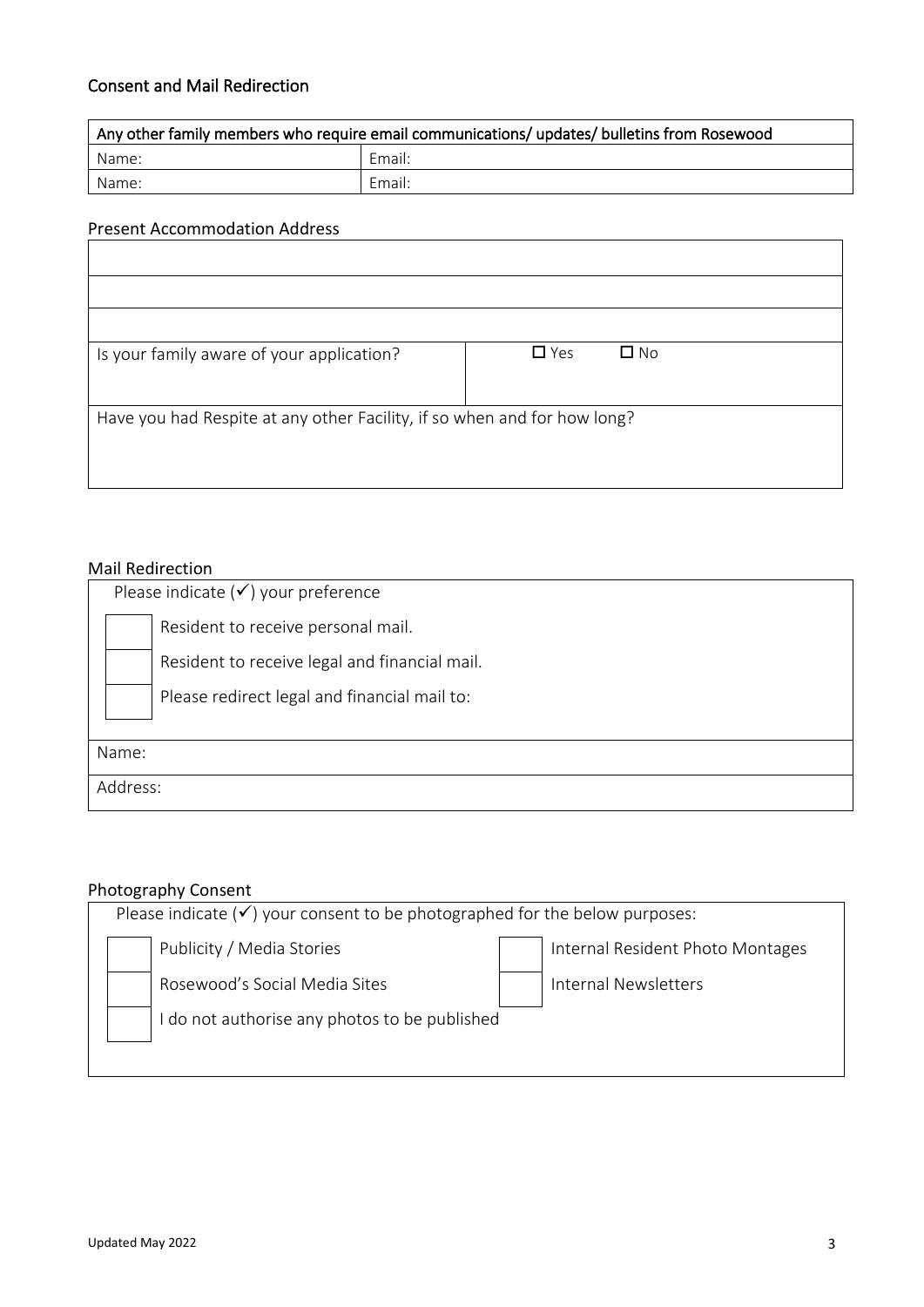## Consent and Mail Redirection

| Any other family members who require email communications/ updates/ bulletins from Rosewood | |
|---|---|
| Name: | Email: |
| Name: | Email: |

### Present Accommodation Address

| | |
|---|---|
| | |
| | |
| | |
| Is your family aware of your application? | ☐ Yes ☐ No |
| Have you had Respite at any other Facility, if so when and for how long? | |

### Mail Redirection

Please indicate (✓) your preference

- ☐ Resident to receive personal mail.
- ☐ Resident to receive legal and financial mail.
- ☐ Please redirect legal and financial mail to:

| |
|---|
| Name: |
| Address: |

### Photography Consent

Please indicate (✓) your consent to be photographed for the below purposes:

- ☐ Publicity / Media Stories
- ☐ Internal Resident Photo Montages
- ☐ Rosewood's Social Media Sites
- ☐ Internal Newsletters
- ☐ I do not authorise any photos to be published

Updated May 2022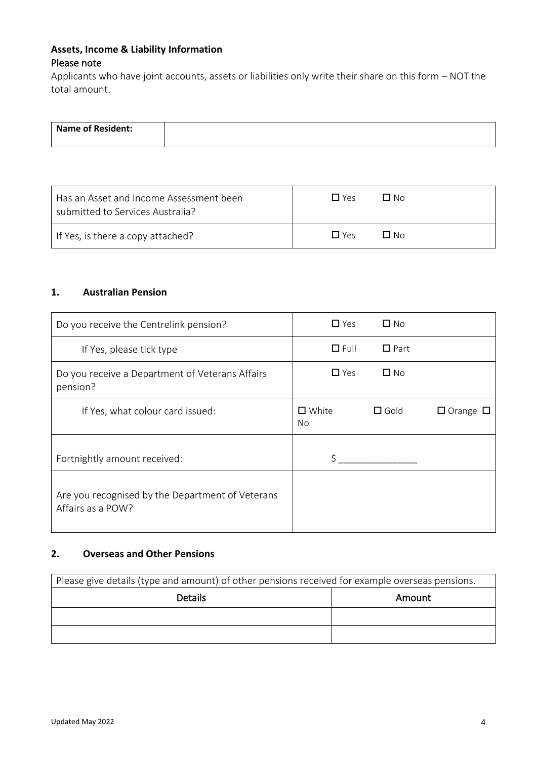**Assets, Income & Liability Information**

Please note

Applicants who have joint accounts, assets or liabilities only write their share on this form – NOT the total amount.

| **Name of Resident:** | |
|---|---|

| Has an Asset and Income Assessment been submitted to Services Australia? | ☐ Yes ☐ No |
|---|---|
| If Yes, is there a copy attached? | ☐ Yes ☐ No |

### 1. Australian Pension

| Do you receive the Centrelink pension? | ☐ Yes ☐ No |
|---|---|
| If Yes, please tick type | ☐ Full ☐ Part |
| Do you receive a Department of Veterans Affairs pension? | ☐ Yes ☐ No |
| If Yes, what colour card issued: | ☐ White ☐ Gold ☐ Orange ☐ No |
| Fortnightly amount received: | $ _______________ |
| Are you recognised by the Department of Veterans Affairs as a POW? | |

### 2. Overseas and Other Pensions

| Please give details (type and amount) of other pensions received for example overseas pensions. | |
|---|---|
| Details | Amount |
| | |
| | |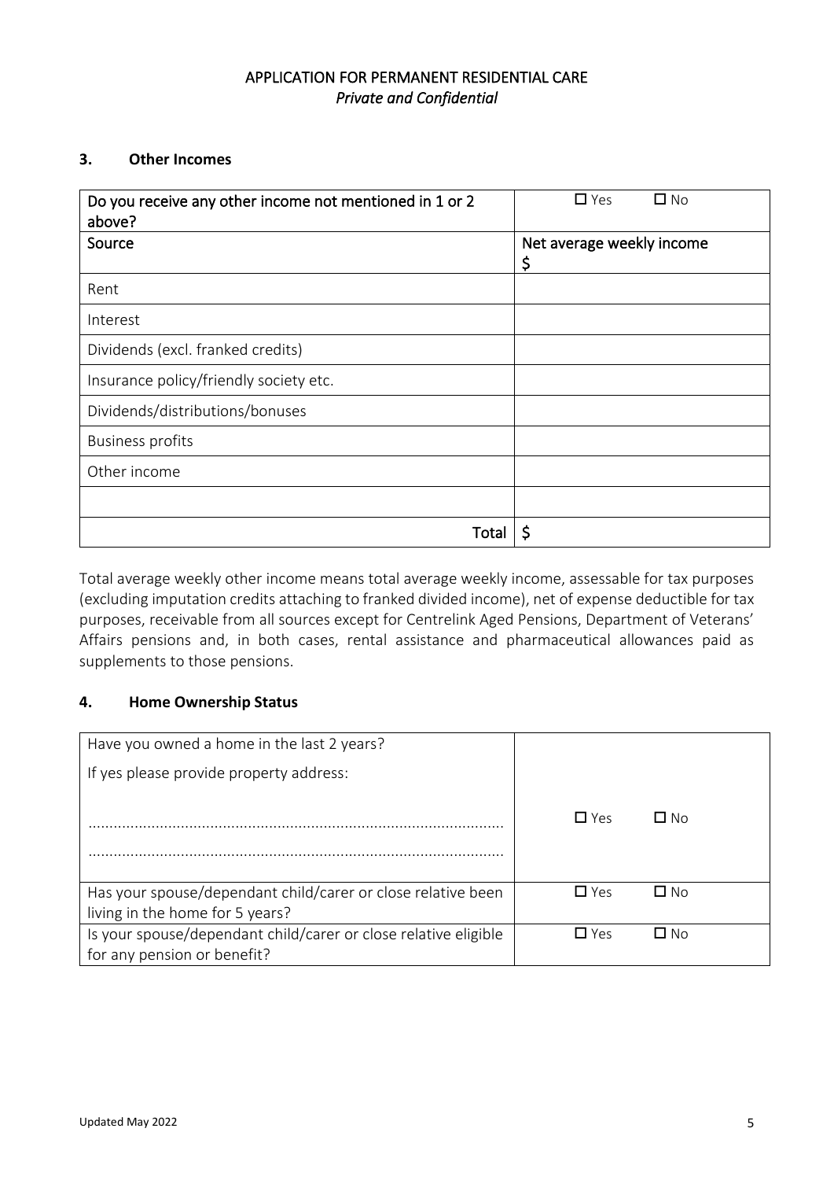APPLICATION FOR PERMANENT RESIDENTIAL CARE
*Private and Confidential*

### 3. Other Incomes

| Do you receive any other income not mentioned in 1 or 2 above? | ☐ Yes ☐ No |
|---|---|
| Source | Net average weekly income $ |
| Rent | |
| Interest | |
| Dividends (excl. franked credits) | |
| Insurance policy/friendly society etc. | |
| Dividends/distributions/bonuses | |
| Business profits | |
| Other income | |
| | |
| Total | $ |

Total average weekly other income means total average weekly income, assessable for tax purposes (excluding imputation credits attaching to franked divided income), net of expense deductible for tax purposes, receivable from all sources except for Centrelink Aged Pensions, Department of Veterans' Affairs pensions and, in both cases, rental assistance and pharmaceutical allowances paid as supplements to those pensions.

### 4. Home Ownership Status

| Have you owned a home in the last 2 years? If yes please provide property address: ........................................................................................ ........................................................................................ | ☐ Yes ☐ No |
|---|---|
| Has your spouse/dependant child/carer or close relative been living in the home for 5 years? | ☐ Yes ☐ No |
| Is your spouse/dependant child/carer or close relative eligible for any pension or benefit? | ☐ Yes ☐ No |

Updated May 2022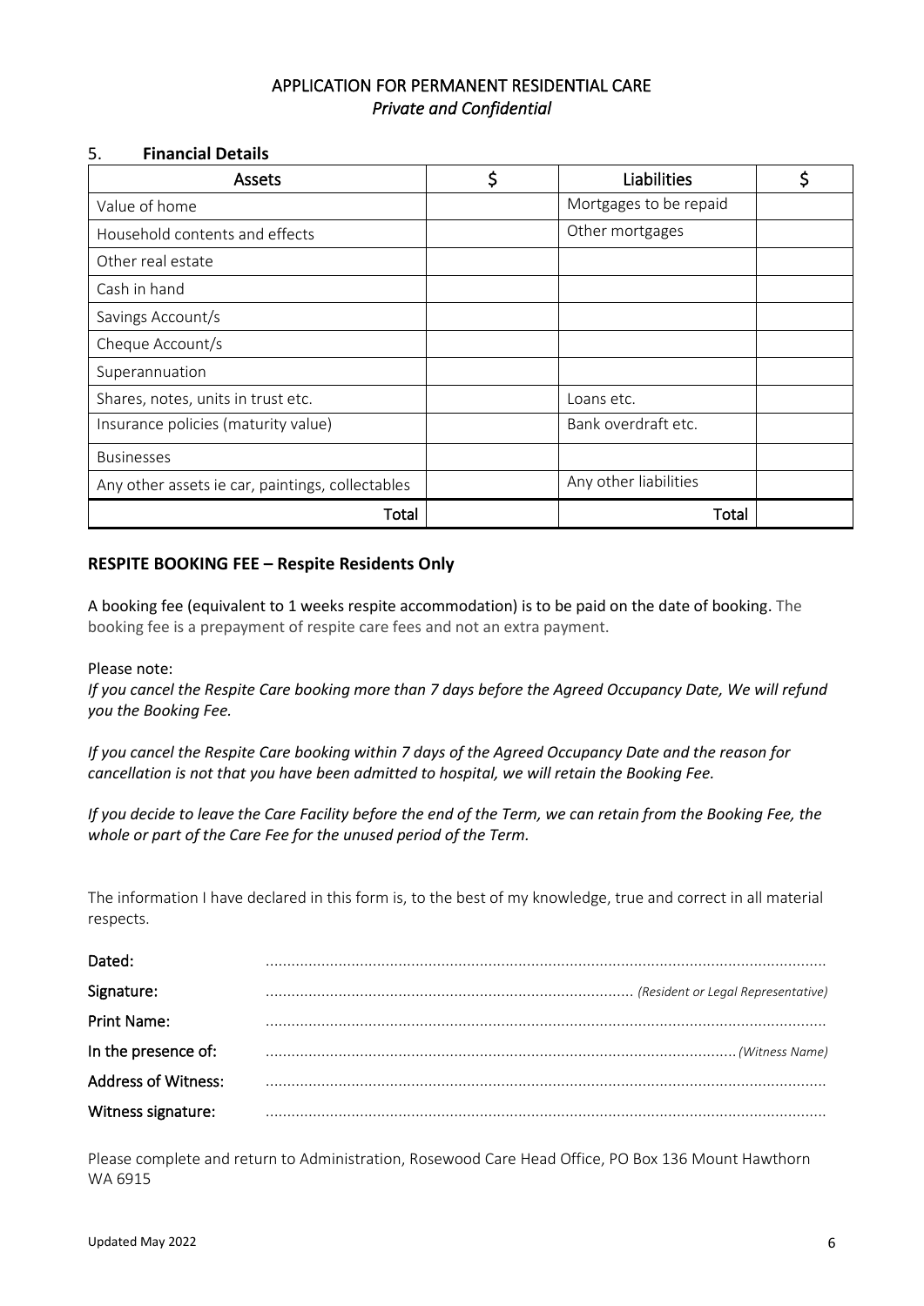# APPLICATION FOR PERMANENT RESIDENTIAL CARE
*Private and Confidential*

## 5. Financial Details

| Assets | $ | Liabilities | $ |
|---|---|---|---|
| Value of home | | Mortgages to be repaid | |
| Household contents and effects | | Other mortgages | |
| Other real estate | | | |
| Cash in hand | | | |
| Savings Account/s | | | |
| Cheque Account/s | | | |
| Superannuation | | | |
| Shares, notes, units in trust etc. | | Loans etc. | |
| Insurance policies (maturity value) | | Bank overdraft etc. | |
| Businesses | | | |
| Any other assets ie car, paintings, collectables | | Any other liabilities | |
| Total | | Total | |

**RESPITE BOOKING FEE – Respite Residents Only**

A booking fee (equivalent to 1 weeks respite accommodation) is to be paid on the date of booking. The booking fee is a prepayment of respite care fees and not an extra payment.

Please note:

*If you cancel the Respite Care booking more than 7 days before the Agreed Occupancy Date, We will refund you the Booking Fee.*

*If you cancel the Respite Care booking within 7 days of the Agreed Occupancy Date and the reason for cancellation is not that you have been admitted to hospital, we will retain the Booking Fee.*

*If you decide to leave the Care Facility before the end of the Term, we can retain from the Booking Fee, the whole or part of the Care Fee for the unused period of the Term.*

The information I have declared in this form is, to the best of my knowledge, true and correct in all material respects.

Dated: ..................................................................................................................

Signature: .................................................................................... *(Resident or Legal Representative)*

Print Name: ..................................................................................................................

In the presence of: ............................................................................................ *(Witness Name)*

Address of Witness: ..................................................................................................................

Witness signature: ..................................................................................................................

Please complete and return to Administration, Rosewood Care Head Office, PO Box 136 Mount Hawthorn WA 6915

Updated May 2022